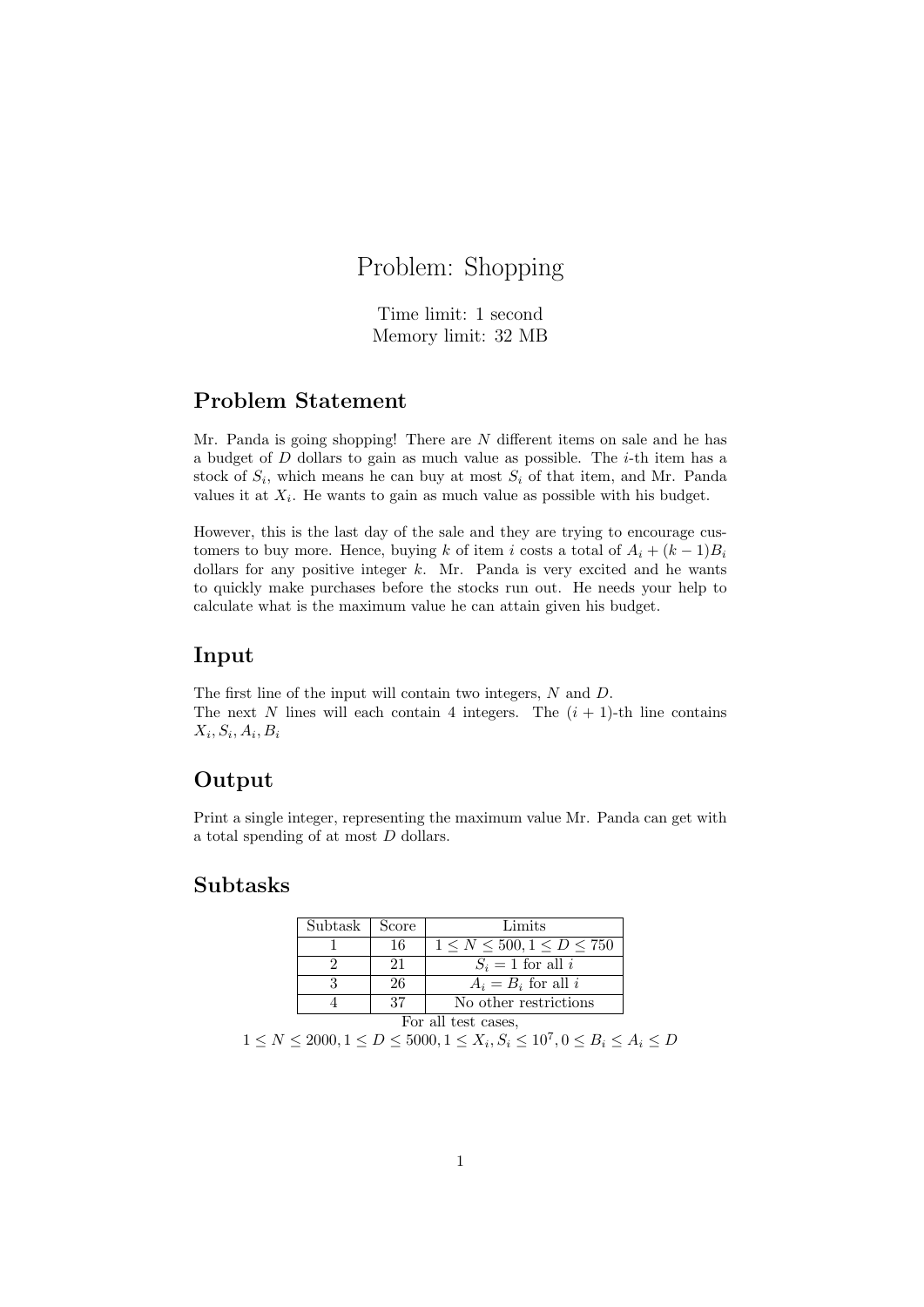# Problem: Shopping

Time limit: 1 second
Memory limit: 32 MB

## Problem Statement

Mr. Panda is going shopping! There are $N$ different items on sale and he has a budget of $D$ dollars to gain as much value as possible. The $i$-th item has a stock of $S_i$, which means he can buy at most $S_i$ of that item, and Mr. Panda values it at $X_i$. He wants to gain as much value as possible with his budget.

However, this is the last day of the sale and they are trying to encourage customers to buy more. Hence, buying $k$ of item $i$ costs a total of $A_i + (k-1)B_i$ dollars for any positive integer $k$. Mr. Panda is very excited and he wants to quickly make purchases before the stocks run out. He needs your help to calculate what is the maximum value he can attain given his budget.

## Input

The first line of the input will contain two integers, $N$ and $D$.
The next $N$ lines will each contain 4 integers. The $(i+1)$-th line contains $X_i, S_i, A_i, B_i$

## Output

Print a single integer, representing the maximum value Mr. Panda can get with a total spending of at most $D$ dollars.

## Subtasks

| Subtask | Score | Limits |
|---|---|---|
| 1 | 16 | $1 \leq N \leq 500, 1 \leq D \leq 750$ |
| 2 | 21 | $S_i = 1$ for all $i$ |
| 3 | 26 | $A_i = B_i$ for all $i$ |
| 4 | 37 | No other restrictions |

For all test cases,
$1 \leq N \leq 2000, 1 \leq D \leq 5000, 1 \leq X_i, S_i \leq 10^7, 0 \leq B_i \leq A_i \leq D$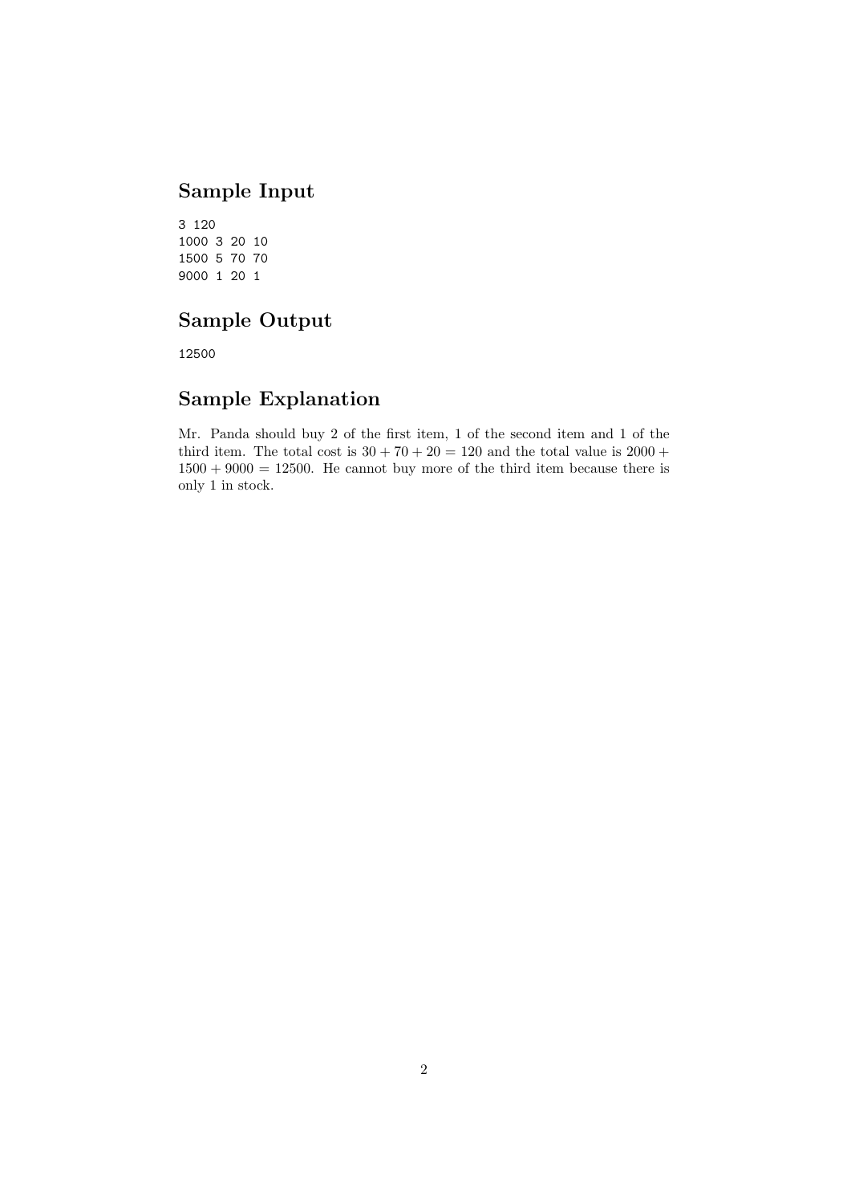## Sample Input

```
3 120
1000 3 20 10
1500 5 70 70
9000 1 20 1
```

## Sample Output

```
12500
```

## Sample Explanation

Mr. Panda should buy 2 of the first item, 1 of the second item and 1 of the third item. The total cost is $30 + 70 + 20 = 120$ and the total value is $2000 + 1500 + 9000 = 12500$. He cannot buy more of the third item because there is only 1 in stock.